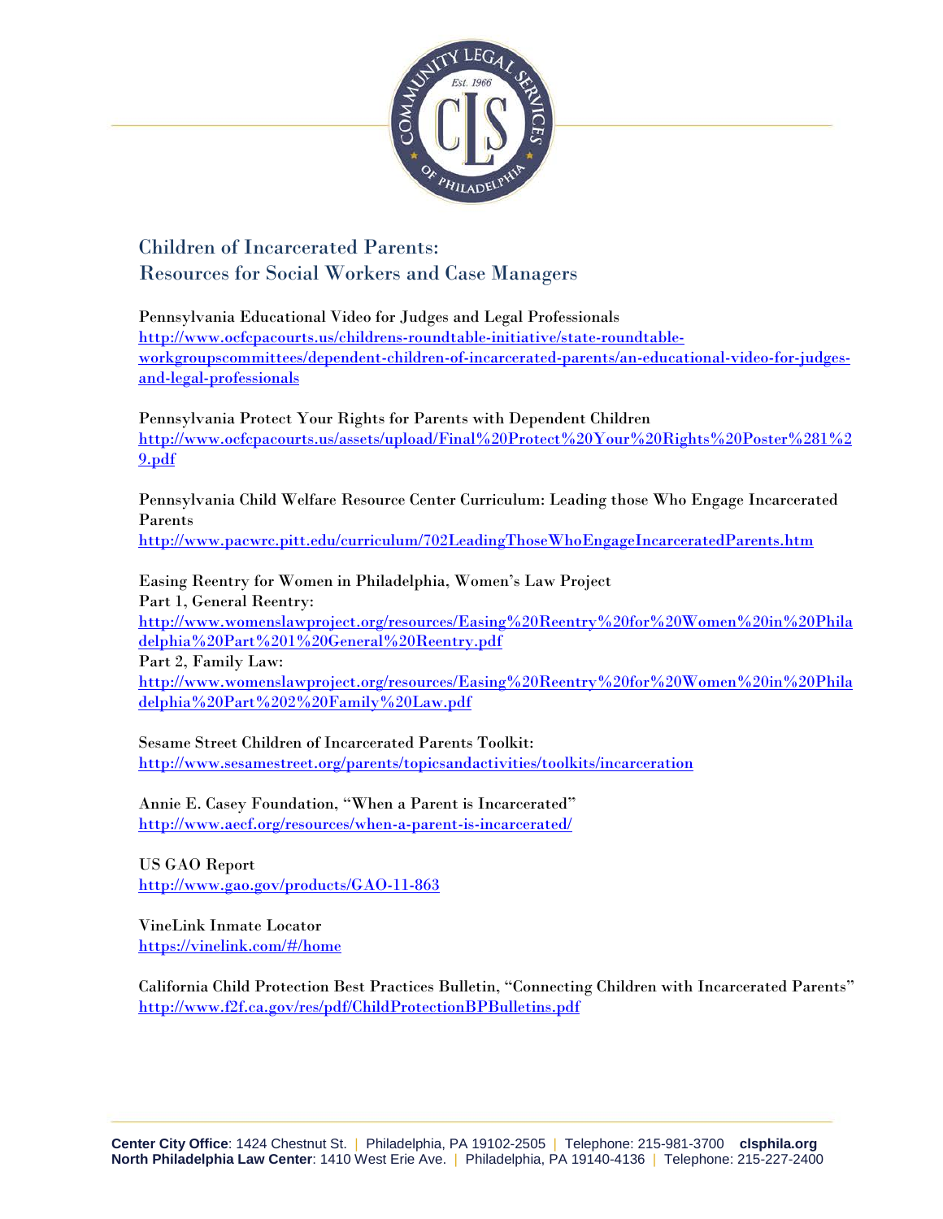## Children of Incarcerated Parents: Resources for Social Workers and Case Managers

Pennsylvania Educational Video for Judges and Legal Professionals
http://www.ocfcpacourts.us/childrens-roundtable-initiative/state-roundtable-workgroupscommittees/dependent-children-of-incarcerated-parents/an-educational-video-for-judges-and-legal-professionals

Pennsylvania Protect Your Rights for Parents with Dependent Children
http://www.ocfcpacourts.us/assets/upload/Final%20Protect%20Your%20Rights%20Poster%281%29.pdf

Pennsylvania Child Welfare Resource Center Curriculum: Leading those Who Engage Incarcerated Parents
http://www.pacwrc.pitt.edu/curriculum/702LeadingThoseWhoEngageIncarceratedParents.htm

Easing Reentry for Women in Philadelphia, Women's Law Project
Part 1, General Reentry:
http://www.womenslawproject.org/resources/Easing%20Reentry%20for%20Women%20in%20Philadelphia%20Part%201%20General%20Reentry.pdf
Part 2, Family Law:
http://www.womenslawproject.org/resources/Easing%20Reentry%20for%20Women%20in%20Philadelphia%20Part%202%20Family%20Law.pdf

Sesame Street Children of Incarcerated Parents Toolkit:
http://www.sesamestreet.org/parents/topicsandactivities/toolkits/incarceration

Annie E. Casey Foundation, "When a Parent is Incarcerated"
http://www.aecf.org/resources/when-a-parent-is-incarcerated/

US GAO Report
http://www.gao.gov/products/GAO-11-863

VineLink Inmate Locator
https://vinelink.com/#/home

California Child Protection Best Practices Bulletin, "Connecting Children with Incarcerated Parents"
http://www.f2f.ca.gov/res/pdf/ChildProtectionBPBulletins.pdf

**Center City Office**: 1424 Chestnut St. | Philadelphia, PA 19102-2505 | Telephone: 215-981-3700 **clsphila.org**
**North Philadelphia Law Center**: 1410 West Erie Ave. | Philadelphia, PA 19140-4136 | Telephone: 215-227-2400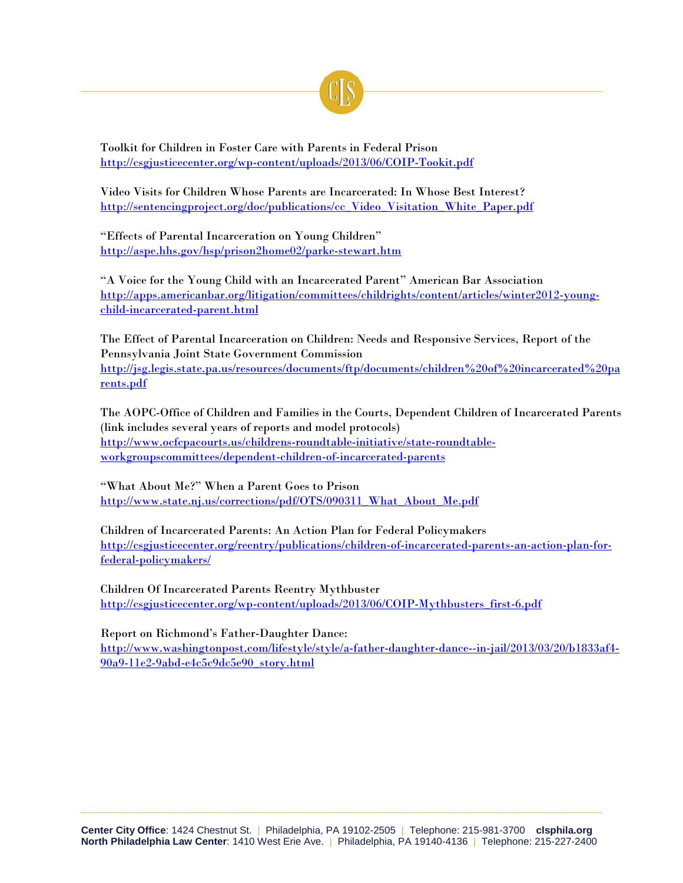Toolkit for Children in Foster Care with Parents in Federal Prison
http://csgjusticecenter.org/wp-content/uploads/2013/06/COIP-Tookit.pdf

Video Visits for Children Whose Parents are Incarcerated: In Whose Best Interest?
http://sentencingproject.org/doc/publications/cc_Video_Visitation_White_Paper.pdf

"Effects of Parental Incarceration on Young Children"
http://aspe.hhs.gov/hsp/prison2home02/parke-stewart.htm

"A Voice for the Young Child with an Incarcerated Parent" American Bar Association
http://apps.americanbar.org/litigation/committees/childrights/content/articles/winter2012-young-child-incarcerated-parent.html

The Effect of Parental Incarceration on Children: Needs and Responsive Services, Report of the Pennsylvania Joint State Government Commission
http://jsg.legis.state.pa.us/resources/documents/ftp/documents/children%20of%20incarcerated%20parents.pdf

The AOPC-Office of Children and Families in the Courts, Dependent Children of Incarcerated Parents (link includes several years of reports and model protocols)
http://www.ocfcpacourts.us/childrens-roundtable-initiative/state-roundtable-workgroupscommittees/dependent-children-of-incarcerated-parents

"What About Me?" When a Parent Goes to Prison
http://www.state.nj.us/corrections/pdf/OTS/090311_What_About_Me.pdf

Children of Incarcerated Parents: An Action Plan for Federal Policymakers
http://csgjusticecenter.org/reentry/publications/children-of-incarcerated-parents-an-action-plan-for-federal-policymakers/

Children Of Incarcerated Parents Reentry Mythbuster
http://csgjusticecenter.org/wp-content/uploads/2013/06/COIP-Mythbusters_first-6.pdf

Report on Richmond's Father-Daughter Dance:
http://www.washingtonpost.com/lifestyle/style/a-father-daughter-dance--in-jail/2013/03/20/b1833af4-90a9-11e2-9abd-e4c5c9dc5e90_story.html